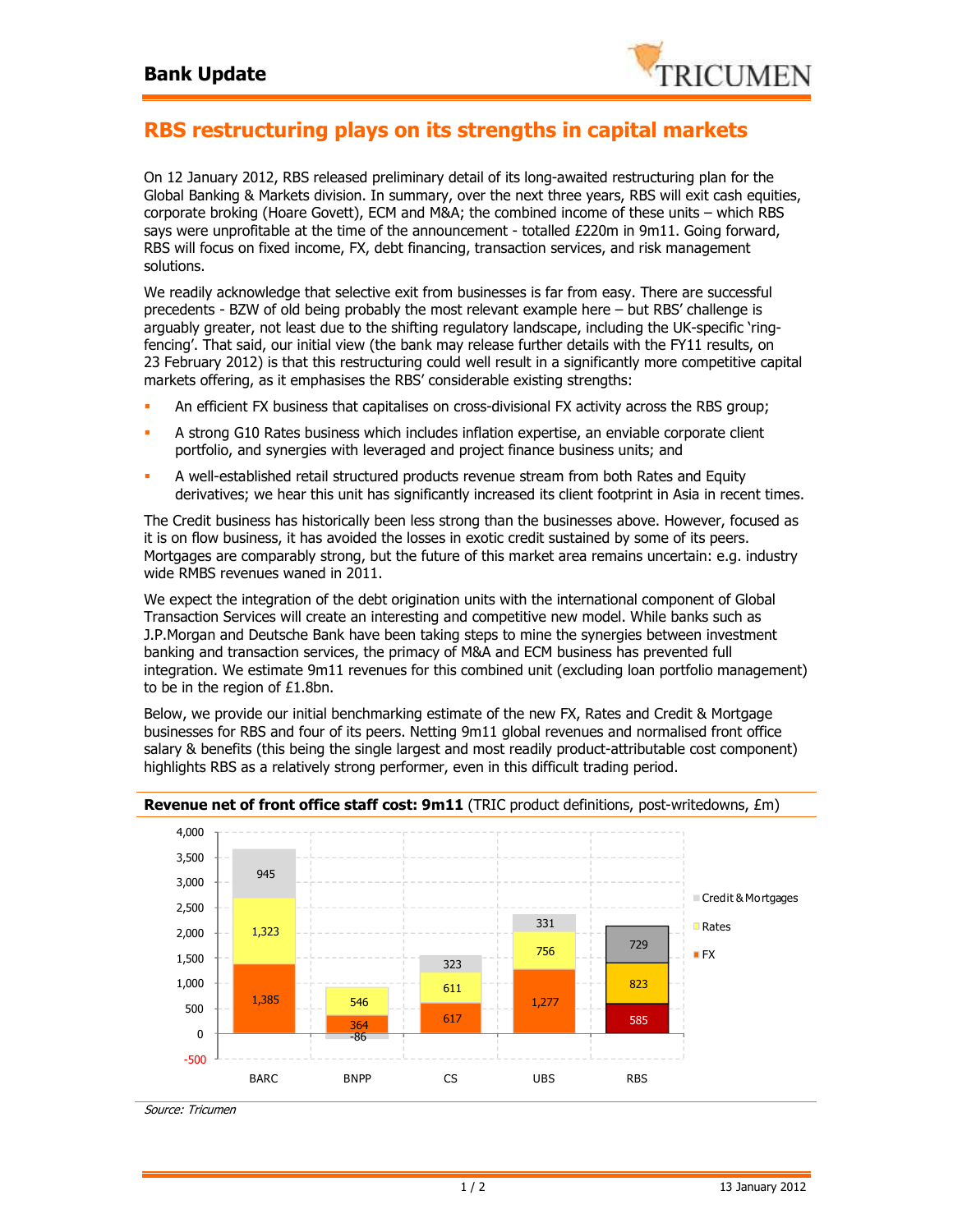## Bank Update

# RBS restructuring plays on its strengths in capital markets

On 12 January 2012, RBS released preliminary detail of its long-awaited restructuring plan for the Global Banking & Markets division. In summary, over the next three years, RBS will exit cash equities, corporate broking (Hoare Govett), ECM and M&A; the combined income of these units – which RBS says were unprofitable at the time of the announcement - totalled £220m in 9m11. Going forward, RBS will focus on fixed income, FX, debt financing, transaction services, and risk management solutions.

We readily acknowledge that selective exit from businesses is far from easy. There are successful precedents - BZW of old being probably the most relevant example here – but RBS' challenge is arguably greater, not least due to the shifting regulatory landscape, including the UK-specific 'ring-fencing'. That said, our initial view (the bank may release further details with the FY11 results, on 23 February 2012) is that this restructuring could well result in a significantly more competitive capital markets offering, as it emphasises the RBS' considerable existing strengths:

- An efficient FX business that capitalises on cross-divisional FX activity across the RBS group;
- A strong G10 Rates business which includes inflation expertise, an enviable corporate client portfolio, and synergies with leveraged and project finance business units; and
- A well-established retail structured products revenue stream from both Rates and Equity derivatives; we hear this unit has significantly increased its client footprint in Asia in recent times.

The Credit business has historically been less strong than the businesses above. However, focused as it is on flow business, it has avoided the losses in exotic credit sustained by some of its peers. Mortgages are comparably strong, but the future of this market area remains uncertain: e.g. industry wide RMBS revenues waned in 2011.

We expect the integration of the debt origination units with the international component of Global Transaction Services will create an interesting and competitive new model. While banks such as J.P.Morgan and Deutsche Bank have been taking steps to mine the synergies between investment banking and transaction services, the primacy of M&A and ECM business has prevented full integration. We estimate 9m11 revenues for this combined unit (excluding loan portfolio management) to be in the region of £1.8bn.

Below, we provide our initial benchmarking estimate of the new FX, Rates and Credit & Mortgage businesses for RBS and four of its peers. Netting 9m11 global revenues and normalised front office salary & benefits (this being the single largest and most readily product-attributable cost component) highlights RBS as a relatively strong performer, even in this difficult trading period.

**Revenue net of front office staff cost: 9m11** (TRIC product definitions, post-writedowns, £m)

| | BARC | BNPP | CS | UBS | RBS |
|---|---|---|---|---|---|
| Credit & Mortgages | 945 | -86 | 323 | 331 | 729 |
| Rates | 1,323 | 546 | 611 | 756 | 823 |
| FX | 1,385 | 364 | 617 | 1,277 | 585 |

*Source: Tricumen*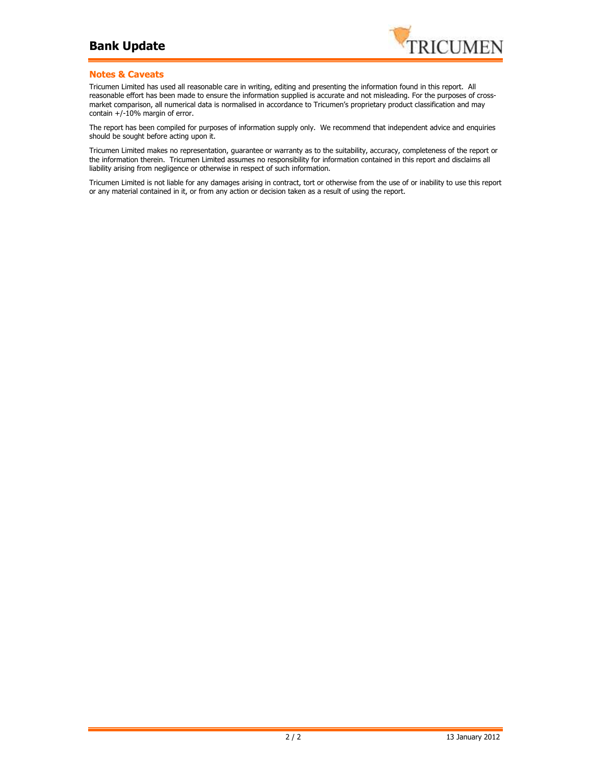## Notes & Caveats

Tricumen Limited has used all reasonable care in writing, editing and presenting the information found in this report. All reasonable effort has been made to ensure the information supplied is accurate and not misleading. For the purposes of cross-market comparison, all numerical data is normalised in accordance to Tricumen's proprietary product classification and may contain +/-10% margin of error.

The report has been compiled for purposes of information supply only. We recommend that independent advice and enquiries should be sought before acting upon it.

Tricumen Limited makes no representation, guarantee or warranty as to the suitability, accuracy, completeness of the report or the information therein. Tricumen Limited assumes no responsibility for information contained in this report and disclaims all liability arising from negligence or otherwise in respect of such information.

Tricumen Limited is not liable for any damages arising in contract, tort or otherwise from the use of or inability to use this report or any material contained in it, or from any action or decision taken as a result of using the report.